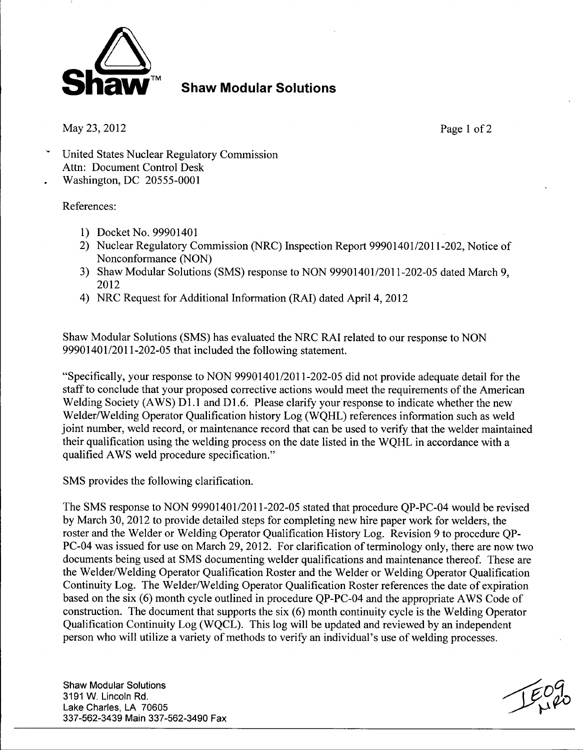**Shaw Modular Solutions**

May 23, 2012

United States Nuclear Regulatory Commission
Attn: Document Control Desk
Washington, DC 20555-0001

References:

1) Docket No. 99901401
2) Nuclear Regulatory Commission (NRC) Inspection Report 99901401/2011-202, Notice of Nonconformance (NON)
3) Shaw Modular Solutions (SMS) response to NON 99901401/2011-202-05 dated March 9, 2012
4) NRC Request for Additional Information (RAI) dated April 4, 2012

Shaw Modular Solutions (SMS) has evaluated the NRC RAI related to our response to NON 99901401/2011-202-05 that included the following statement.

"Specifically, your response to NON 99901401/2011-202-05 did not provide adequate detail for the staff to conclude that your proposed corrective actions would meet the requirements of the American Welding Society (AWS) D1.1 and D1.6. Please clarify your response to indicate whether the new Welder/Welding Operator Qualification history Log (WQHL) references information such as weld joint number, weld record, or maintenance record that can be used to verify that the welder maintained their qualification using the welding process on the date listed in the WQHL in accordance with a qualified AWS weld procedure specification."

SMS provides the following clarification.

The SMS response to NON 99901401/2011-202-05 stated that procedure QP-PC-04 would be revised by March 30, 2012 to provide detailed steps for completing new hire paper work for welders, the roster and the Welder or Welding Operator Qualification History Log. Revision 9 to procedure QP-PC-04 was issued for use on March 29, 2012. For clarification of terminology only, there are now two documents being used at SMS documenting welder qualifications and maintenance thereof. These are the Welder/Welding Operator Qualification Roster and the Welder or Welding Operator Qualification Continuity Log. The Welder/Welding Operator Qualification Roster references the date of expiration based on the six (6) month cycle outlined in procedure QP-PC-04 and the appropriate AWS Code of construction. The document that supports the six (6) month continuity cycle is the Welding Operator Qualification Continuity Log (WQCL). This log will be updated and reviewed by an independent person who will utilize a variety of methods to verify an individual's use of welding processes.

Shaw Modular Solutions
3191 W. Lincoln Rd.
Lake Charles, LA 70605
337-562-3439 Main 337-562-3490 Fax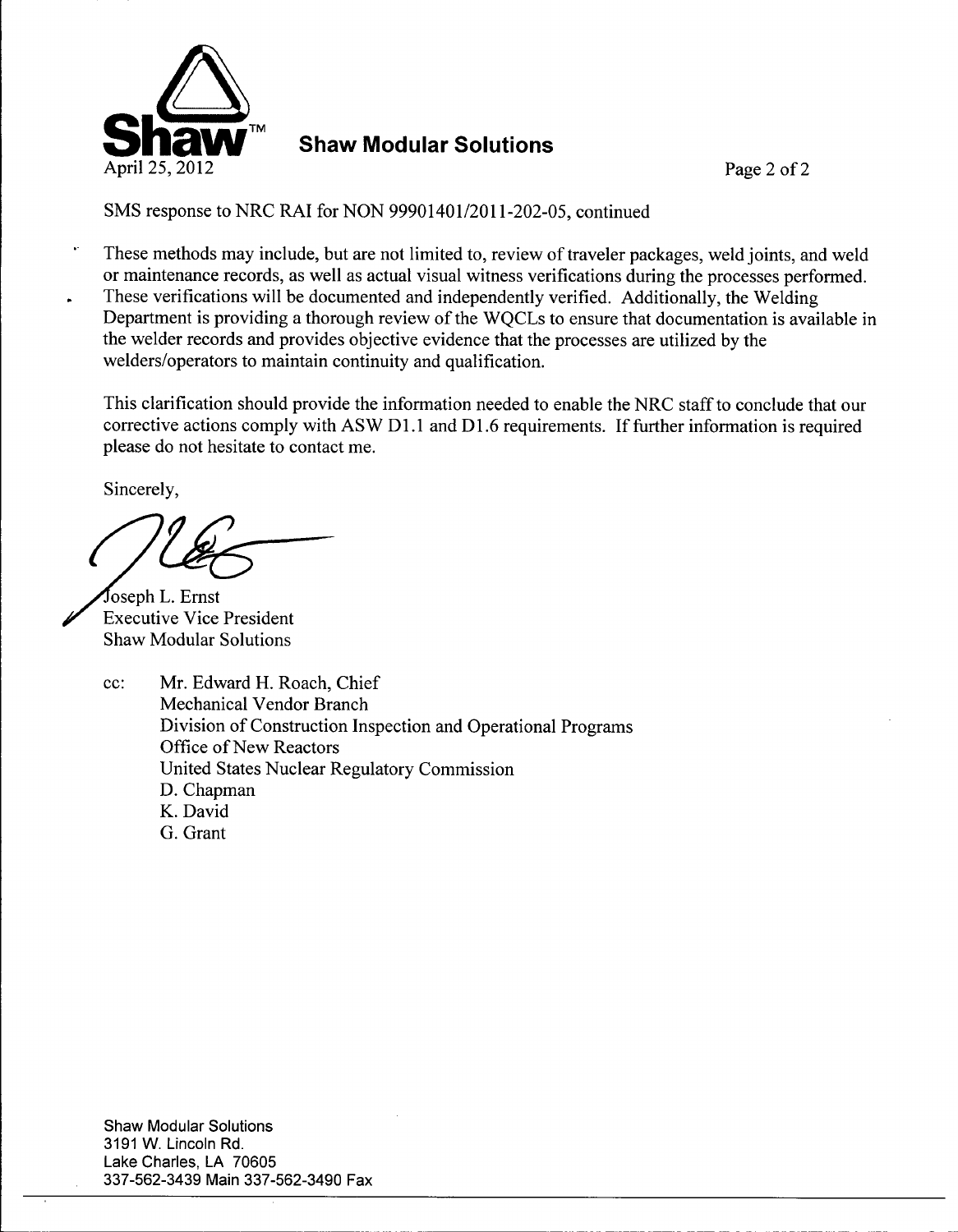**Shaw Modular Solutions**

April 25, 2012

SMS response to NRC RAI for NON 99901401/2011-202-05, continued

These methods may include, but are not limited to, review of traveler packages, weld joints, and weld or maintenance records, as well as actual visual witness verifications during the processes performed. These verifications will be documented and independently verified. Additionally, the Welding Department is providing a thorough review of the WQCLs to ensure that documentation is available in the welder records and provides objective evidence that the processes are utilized by the welders/operators to maintain continuity and qualification.

This clarification should provide the information needed to enable the NRC staff to conclude that our corrective actions comply with ASW D1.1 and D1.6 requirements. If further information is required please do not hesitate to contact me.

Sincerely,

Joseph L. Ernst
Executive Vice President
Shaw Modular Solutions

cc: Mr. Edward H. Roach, Chief
Mechanical Vendor Branch
Division of Construction Inspection and Operational Programs
Office of New Reactors
United States Nuclear Regulatory Commission
D. Chapman
K. David
G. Grant

Shaw Modular Solutions
3191 W. Lincoln Rd.
Lake Charles, LA 70605
337-562-3439 Main 337-562-3490 Fax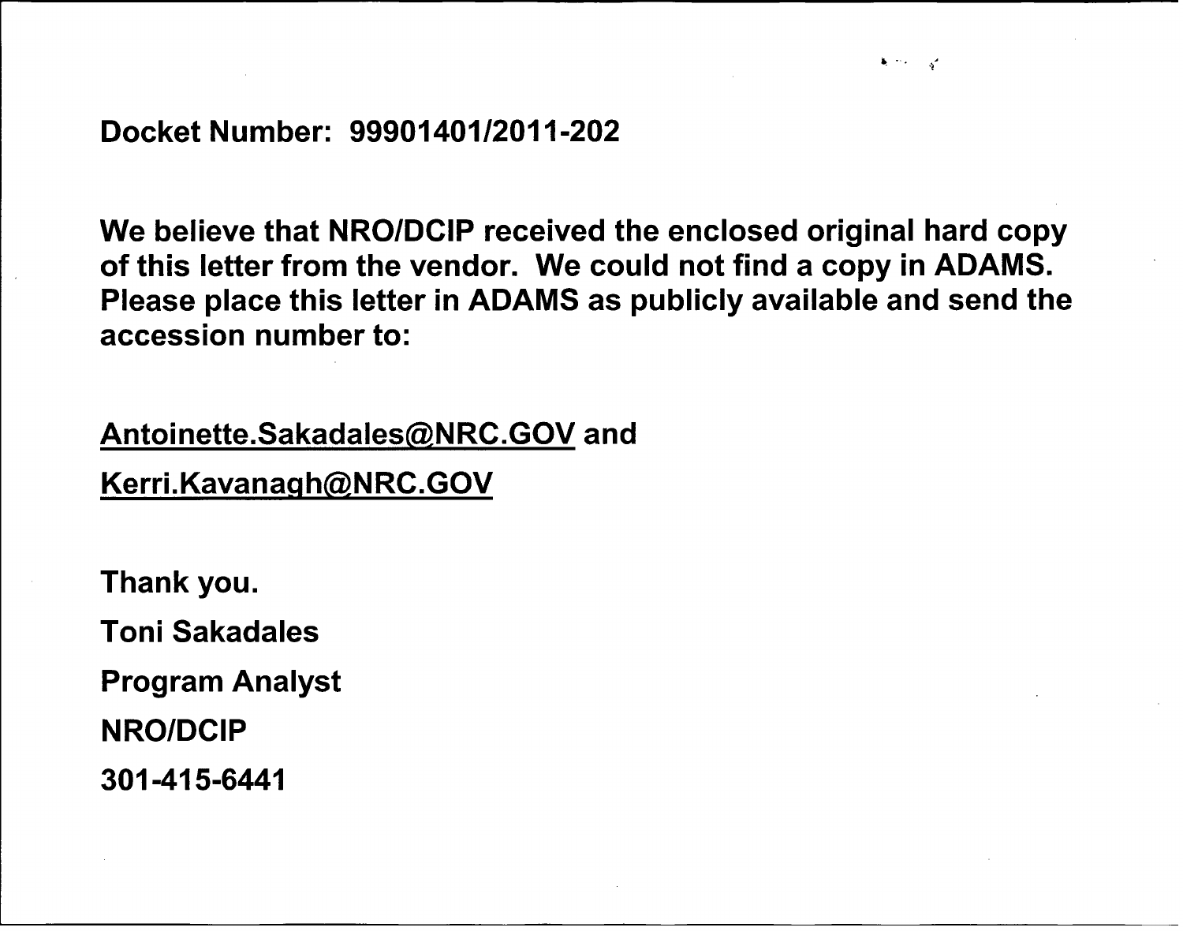**Docket Number: 99901401/2011-202**

**We believe that NRO/DCIP received the enclosed original hard copy of this letter from the vendor. We could not find a copy in ADAMS. Please place this letter in ADAMS as publicly available and send the accession number to:**

**Antoinette.Sakadales@NRC.GOV and**

**Kerri.Kavanagh@NRC.GOV**

**Thank you.**

**Toni Sakadales**

**Program Analyst**

**NRO/DCIP**

**301-415-6441**